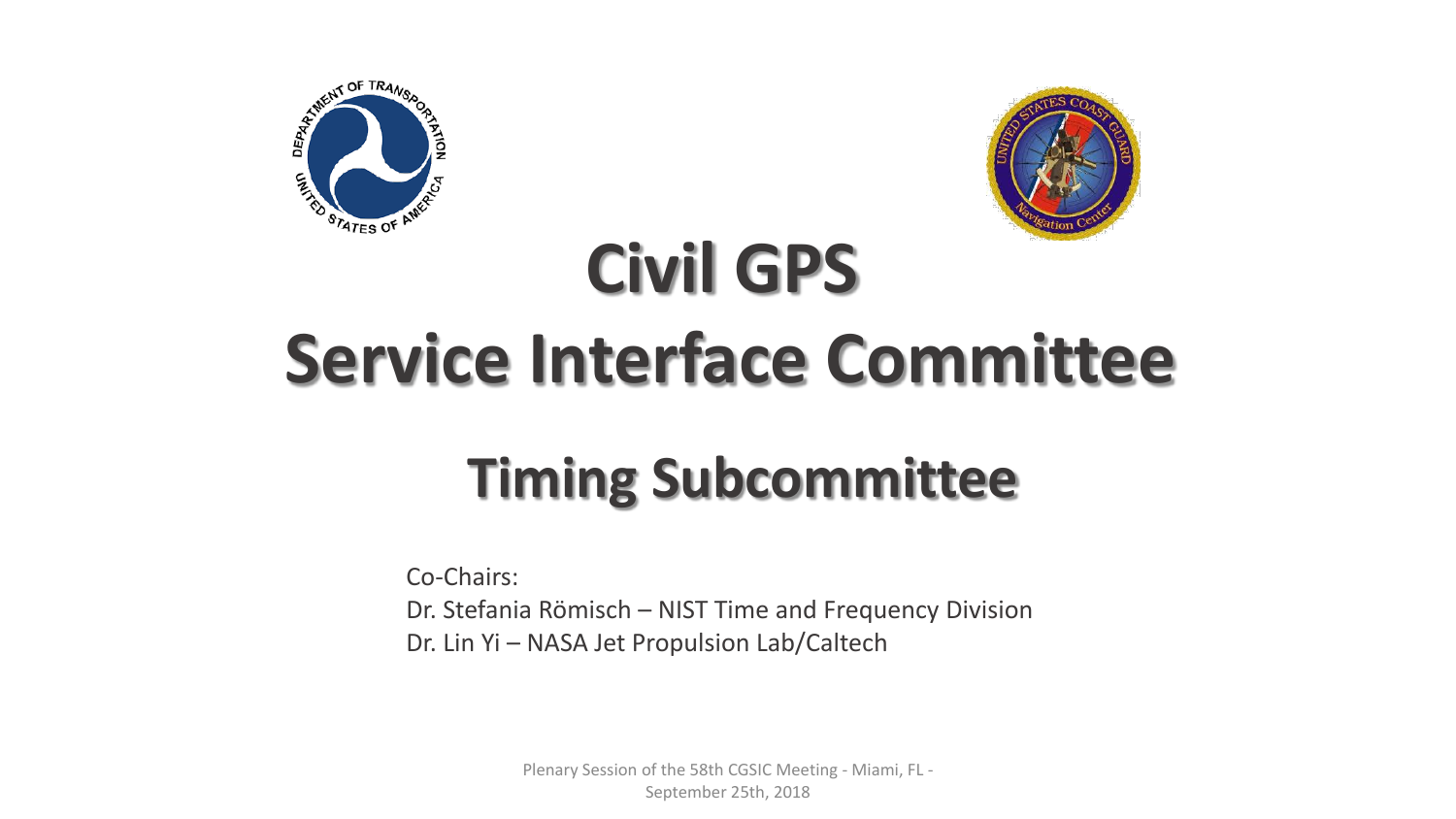# Civil GPS Service Interface Committee

## Timing Subcommittee

Co-Chairs:

Dr. Stefania Römisch – NIST Time and Frequency Division

Dr. Lin Yi – NASA Jet Propulsion Lab/Caltech

Plenary Session of the 58th CGSIC Meeting - Miami, FL - September 25th, 2018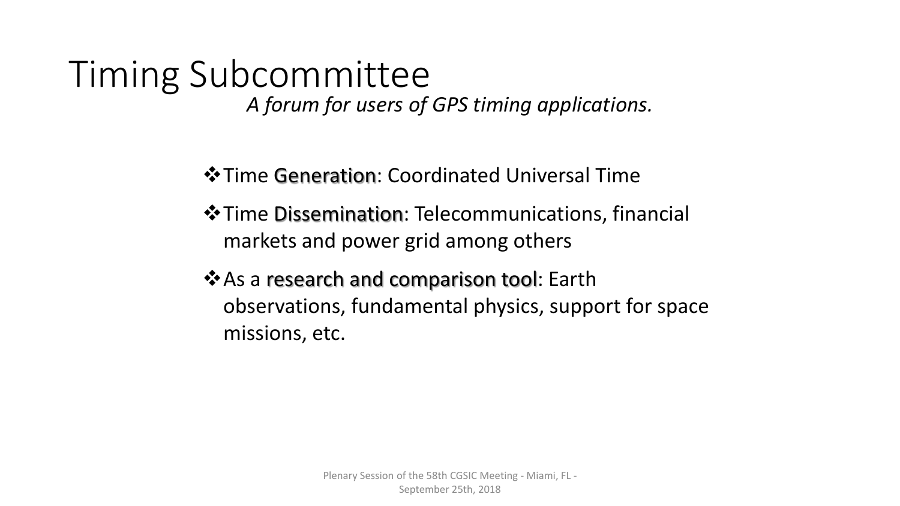# Timing Subcommittee

*A forum for users of GPS timing applications.*

- Time **Generation**: Coordinated Universal Time
- Time **Dissemination**: Telecommunications, financial markets and power grid among others
- As a **research and comparison tool**: Earth observations, fundamental physics, support for space missions, etc.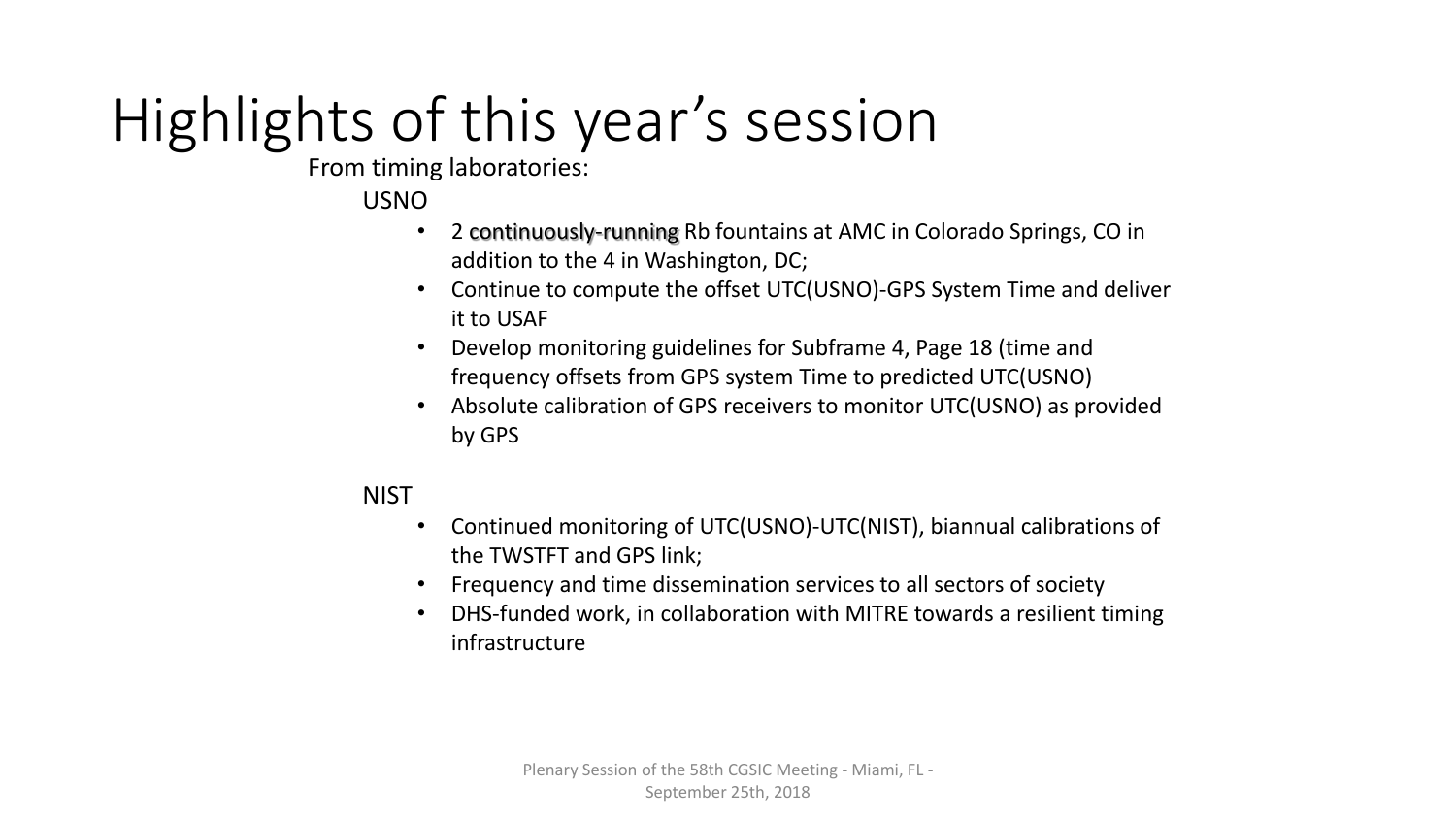# Highlights of this year's session

From timing laboratories:

USNO

- 2 continuously-running Rb fountains at AMC in Colorado Springs, CO in addition to the 4 in Washington, DC;
- Continue to compute the offset UTC(USNO)-GPS System Time and deliver it to USAF
- Develop monitoring guidelines for Subframe 4, Page 18 (time and frequency offsets from GPS system Time to predicted UTC(USNO)
- Absolute calibration of GPS receivers to monitor UTC(USNO) as provided by GPS

NIST

- Continued monitoring of UTC(USNO)-UTC(NIST), biannual calibrations of the TWSTFT and GPS link;
- Frequency and time dissemination services to all sectors of society
- DHS-funded work, in collaboration with MITRE towards a resilient timing infrastructure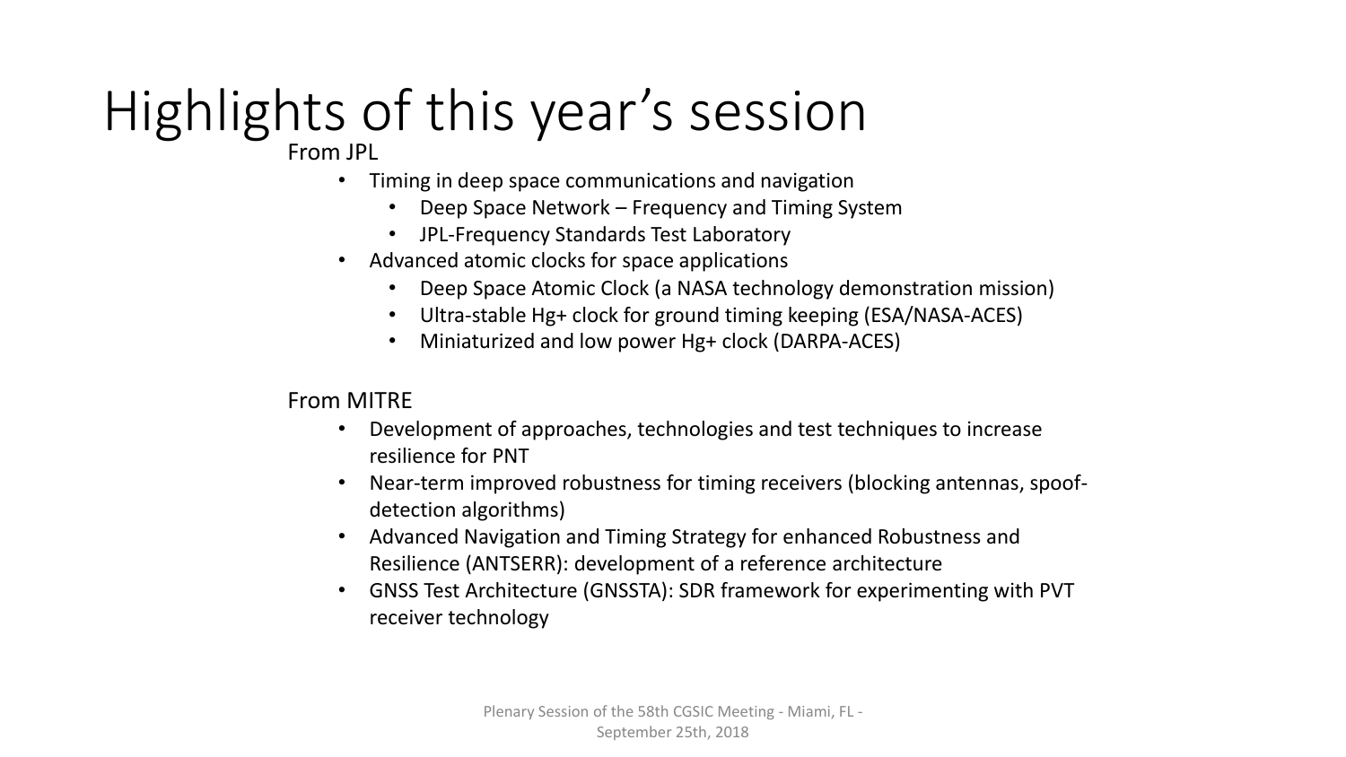# Highlights of this year's session

From JPL

- Timing in deep space communications and navigation
  - Deep Space Network – Frequency and Timing System
  - JPL-Frequency Standards Test Laboratory
- Advanced atomic clocks for space applications
  - Deep Space Atomic Clock (a NASA technology demonstration mission)
  - Ultra-stable Hg+ clock for ground timing keeping (ESA/NASA-ACES)
  - Miniaturized and low power Hg+ clock (DARPA-ACES)

From MITRE

- Development of approaches, technologies and test techniques to increase resilience for PNT
- Near-term improved robustness for timing receivers (blocking antennas, spoof-detection algorithms)
- Advanced Navigation and Timing Strategy for enhanced Robustness and Resilience (ANTSERR): development of a reference architecture
- GNSS Test Architecture (GNSSTA): SDR framework for experimenting with PVT receiver technology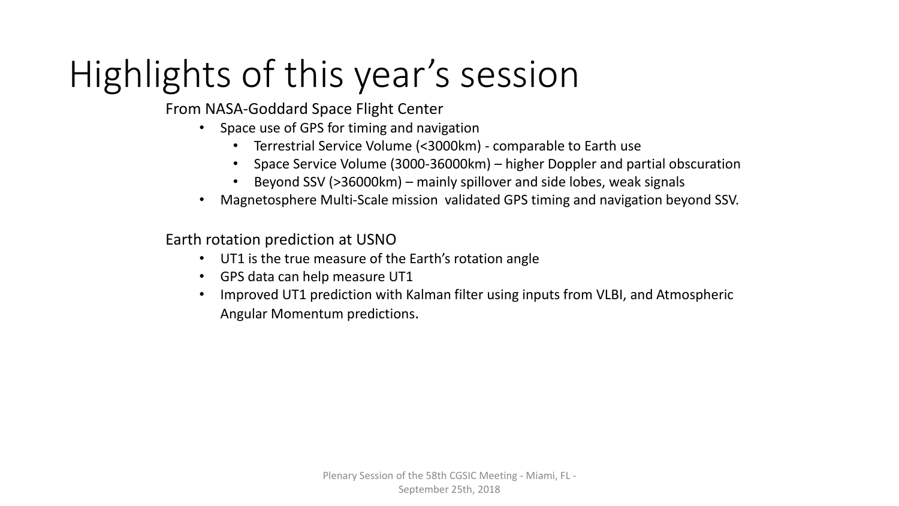# Highlights of this year's session

From NASA-Goddard Space Flight Center

- Space use of GPS for timing and navigation
  - Terrestrial Service Volume (<3000km) - comparable to Earth use
  - Space Service Volume (3000-36000km) – higher Doppler and partial obscuration
  - Beyond SSV (>36000km) – mainly spillover and side lobes, weak signals
- Magnetosphere Multi-Scale mission validated GPS timing and navigation beyond SSV.

Earth rotation prediction at USNO

- UT1 is the true measure of the Earth's rotation angle
- GPS data can help measure UT1
- Improved UT1 prediction with Kalman filter using inputs from VLBI, and Atmospheric Angular Momentum predictions.